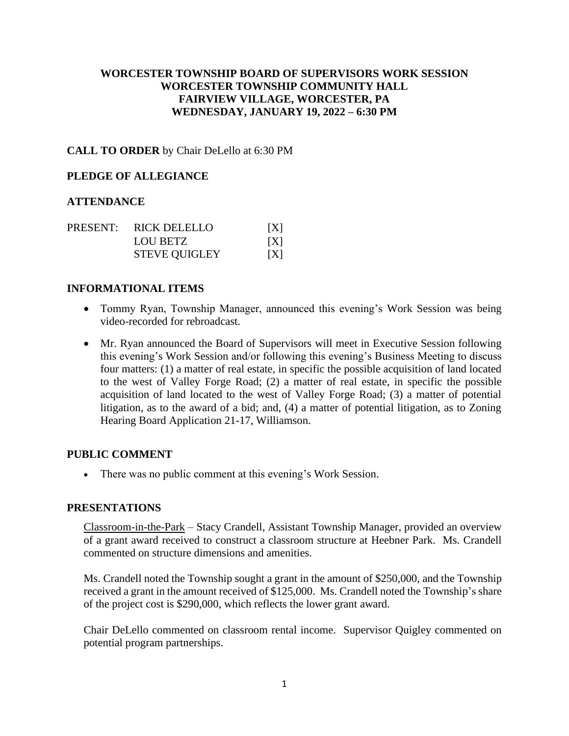# WORCESTER TOWNSHIP BOARD OF SUPERVISORS WORK SESSION
# WORCESTER TOWNSHIP COMMUNITY HALL
# FAIRVIEW VILLAGE, WORCESTER, PA
# WEDNESDAY, JANUARY 19, 2022 – 6:30 PM

**CALL TO ORDER** by Chair DeLello at 6:30 PM

**PLEDGE OF ALLEGIANCE**

**ATTENDANCE**

| PRESENT: | RICK DELELLO | [X] |
|---|---|---|
| | LOU BETZ | [X] |
| | STEVE QUIGLEY | [X] |

**INFORMATIONAL ITEMS**

- Tommy Ryan, Township Manager, announced this evening's Work Session was being video-recorded for rebroadcast.
- Mr. Ryan announced the Board of Supervisors will meet in Executive Session following this evening's Work Session and/or following this evening's Business Meeting to discuss four matters: (1) a matter of real estate, in specific the possible acquisition of land located to the west of Valley Forge Road; (2) a matter of real estate, in specific the possible acquisition of land located to the west of Valley Forge Road; (3) a matter of potential litigation, as to the award of a bid; and, (4) a matter of potential litigation, as to Zoning Hearing Board Application 21-17, Williamson.

**PUBLIC COMMENT**

- There was no public comment at this evening's Work Session.

**PRESENTATIONS**

Classroom-in-the-Park – Stacy Crandell, Assistant Township Manager, provided an overview of a grant award received to construct a classroom structure at Heebner Park. Ms. Crandell commented on structure dimensions and amenities.

Ms. Crandell noted the Township sought a grant in the amount of $250,000, and the Township received a grant in the amount received of $125,000. Ms. Crandell noted the Township's share of the project cost is $290,000, which reflects the lower grant award.

Chair DeLello commented on classroom rental income. Supervisor Quigley commented on potential program partnerships.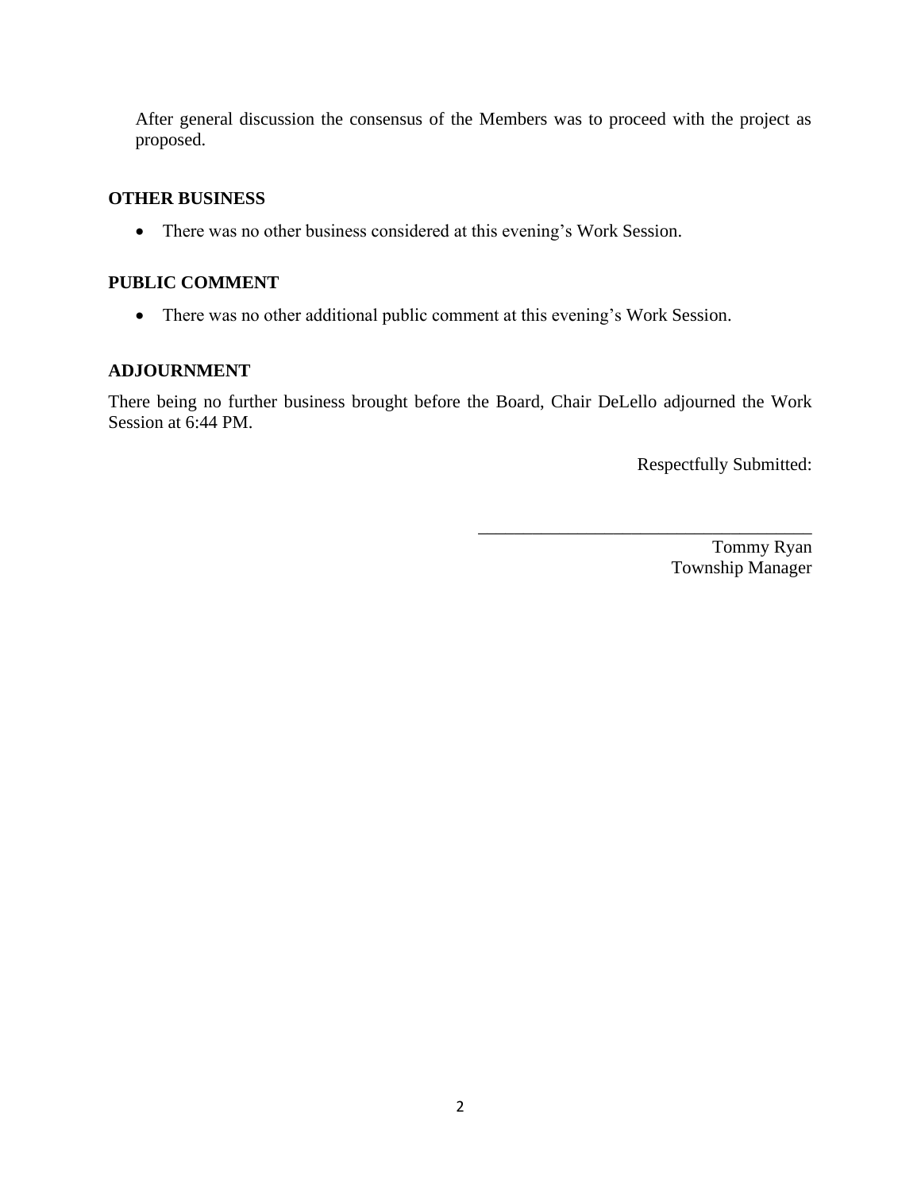After general discussion the consensus of the Members was to proceed with the project as proposed.

**OTHER BUSINESS**

- There was no other business considered at this evening's Work Session.

**PUBLIC COMMENT**

- There was no other additional public comment at this evening's Work Session.

**ADJOURNMENT**

There being no further business brought before the Board, Chair DeLello adjourned the Work Session at 6:44 PM.

Respectfully Submitted:

\_\_\_\_\_\_\_\_\_\_\_\_\_\_\_\_\_\_\_\_\_\_\_\_\_\_\_\_\_\_\_\_\_\_\_\_\_\_

Tommy Ryan
Township Manager